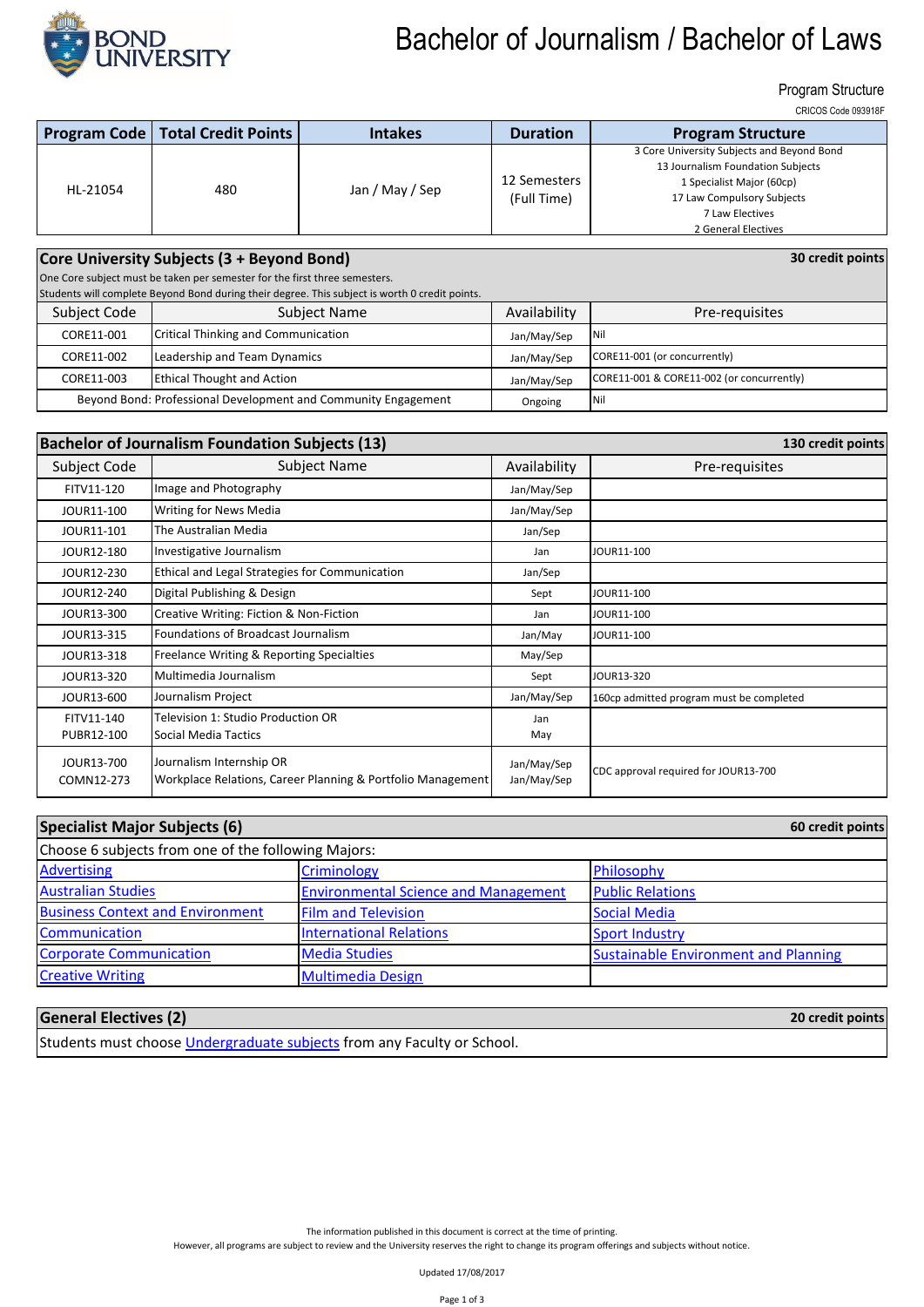# Bachelor of Journalism / Bachelor of Laws

Program Structure

CRICOS Code 093918F

| Program Code | Total Credit Points | Intakes | Duration | Program Structure |
|---|---|---|---|---|
| HL-21054 | 480 | Jan / May / Sep | 12 Semesters (Full Time) | 3 Core University Subjects and Beyond Bond<br>13 Journalism Foundation Subjects<br>1 Specialist Major (60cp)<br>17 Law Compulsory Subjects<br>7 Law Electives<br>2 General Electives |

## Core University Subjects (3 + Beyond Bond) — 30 credit points

One Core subject must be taken per semester for the first three semesters.
Students will complete Beyond Bond during their degree. This subject is worth 0 credit points.

| Subject Code | Subject Name | Availability | Pre-requisites |
|---|---|---|---|
| CORE11-001 | Critical Thinking and Communication | Jan/May/Sep | Nil |
| CORE11-002 | Leadership and Team Dynamics | Jan/May/Sep | CORE11-001 (or concurrently) |
| CORE11-003 | Ethical Thought and Action | Jan/May/Sep | CORE11-001 & CORE11-002 (or concurrently) |
| Beyond Bond: Professional Development and Community Engagement | | Ongoing | Nil |

## Bachelor of Journalism Foundation Subjects (13) — 130 credit points

| Subject Code | Subject Name | Availability | Pre-requisites |
|---|---|---|---|
| FITV11-120 | Image and Photography | Jan/May/Sep | |
| JOUR11-100 | Writing for News Media | Jan/May/Sep | |
| JOUR11-101 | The Australian Media | Jan/Sep | |
| JOUR12-180 | Investigative Journalism | Jan | JOUR11-100 |
| JOUR12-230 | Ethical and Legal Strategies for Communication | Jan/Sep | |
| JOUR12-240 | Digital Publishing & Design | Sept | JOUR11-100 |
| JOUR13-300 | Creative Writing: Fiction & Non-Fiction | Jan | JOUR11-100 |
| JOUR13-315 | Foundations of Broadcast Journalism | Jan/May | JOUR11-100 |
| JOUR13-318 | Freelance Writing & Reporting Specialties | May/Sep | |
| JOUR13-320 | Multimedia Journalism | Sept | JOUR13-320 |
| JOUR13-600 | Journalism Project | Jan/May/Sep | 160cp admitted program must be completed |
| FITV11-140<br>PUBR12-100 | Television 1: Studio Production OR<br>Social Media Tactics | Jan<br>May | |
| JOUR13-700<br>COMN12-273 | Journalism Internship OR<br>Workplace Relations, Career Planning & Portfolio Management | Jan/May/Sep<br>Jan/May/Sep | CDC approval required for JOUR13-700 |

## Specialist Major Subjects (6) — 60 credit points

Choose 6 subjects from one of the following Majors:

| | | |
|---|---|---|
| Advertising | Criminology | Philosophy |
| Australian Studies | Environmental Science and Management | Public Relations |
| Business Context and Environment | Film and Television | Social Media |
| Communication | International Relations | Sport Industry |
| Corporate Communication | Media Studies | Sustainable Environment and Planning |
| Creative Writing | Multimedia Design | |

## General Electives (2) — 20 credit points

Students must choose Undergraduate subjects from any Faculty or School.

The information published in this document is correct at the time of printing.
However, all programs are subject to review and the University reserves the right to change its program offerings and subjects without notice.

Updated 17/08/2017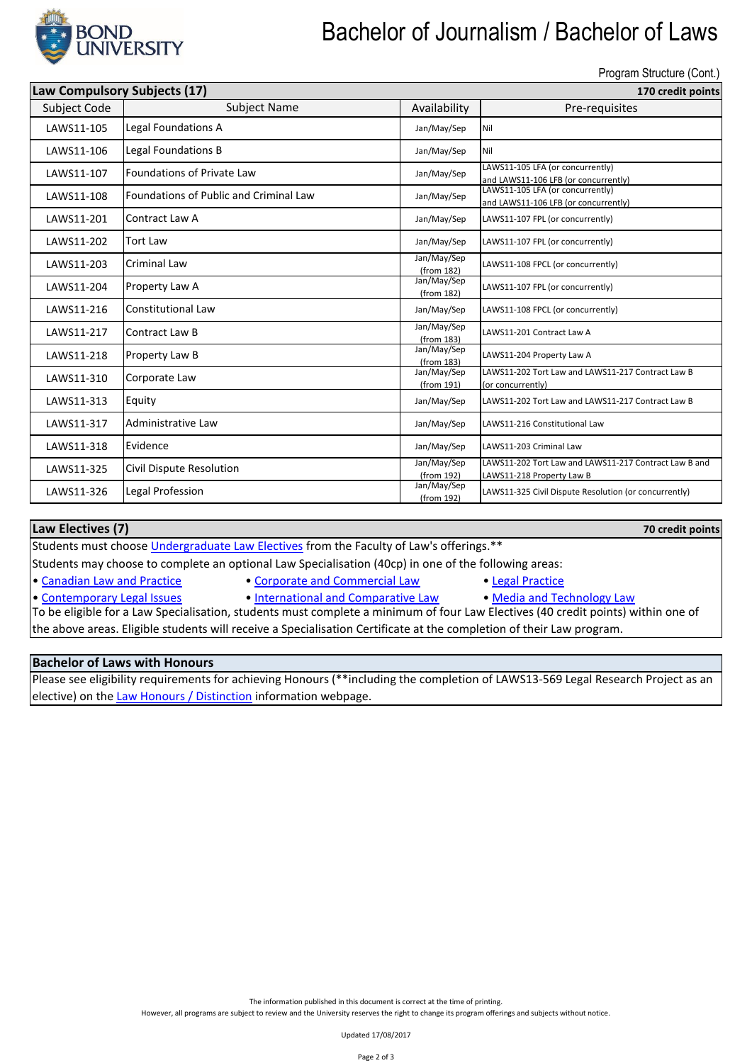# Bachelor of Journalism / Bachelor of Laws

Program Structure (Cont.)

| **Law Compulsory Subjects (17)** | | | **170 credit points** |
|---|---|---|---|
| Subject Code | Subject Name | Availability | Pre-requisites |
| LAWS11-105 | Legal Foundations A | Jan/May/Sep | Nil |
| LAWS11-106 | Legal Foundations B | Jan/May/Sep | Nil |
| LAWS11-107 | Foundations of Private Law | Jan/May/Sep | LAWS11-105 LFA (or concurrently) and LAWS11-106 LFB (or concurrently) |
| LAWS11-108 | Foundations of Public and Criminal Law | Jan/May/Sep | LAWS11-105 LFA (or concurrently) and LAWS11-106 LFB (or concurrently) |
| LAWS11-201 | Contract Law A | Jan/May/Sep | LAWS11-107 FPL (or concurrently) |
| LAWS11-202 | Tort Law | Jan/May/Sep | LAWS11-107 FPL (or concurrently) |
| LAWS11-203 | Criminal Law | Jan/May/Sep (from 182) | LAWS11-108 FPCL (or concurrently) |
| LAWS11-204 | Property Law A | Jan/May/Sep (from 182) | LAWS11-107 FPL (or concurrently) |
| LAWS11-216 | Constitutional Law | Jan/May/Sep | LAWS11-108 FPCL (or concurrently) |
| LAWS11-217 | Contract Law B | Jan/May/Sep (from 183) | LAWS11-201 Contract Law A |
| LAWS11-218 | Property Law B | Jan/May/Sep (from 183) | LAWS11-204 Property Law A |
| LAWS11-310 | Corporate Law | Jan/May/Sep (from 191) | LAWS11-202 Tort Law and LAWS11-217 Contract Law B (or concurrently) |
| LAWS11-313 | Equity | Jan/May/Sep | LAWS11-202 Tort Law and LAWS11-217 Contract Law B |
| LAWS11-317 | Administrative Law | Jan/May/Sep | LAWS11-216 Constitutional Law |
| LAWS11-318 | Evidence | Jan/May/Sep | LAWS11-203 Criminal Law |
| LAWS11-325 | Civil Dispute Resolution | Jan/May/Sep (from 192) | LAWS11-202 Tort Law and LAWS11-217 Contract Law B and LAWS11-218 Property Law B |
| LAWS11-326 | Legal Profession | Jan/May/Sep (from 192) | LAWS11-325 Civil Dispute Resolution (or concurrently) |

## Law Electives (7) — 70 credit points

Students must choose Undergraduate Law Electives from the Faculty of Law's offerings.**

Students may choose to complete an optional Law Specialisation (40cp) in one of the following areas:

- Canadian Law and Practice
- Corporate and Commercial Law
- Legal Practice
- Contemporary Legal Issues
- International and Comparative Law
- Media and Technology Law

To be eligible for a Law Specialisation, students must complete a minimum of four Law Electives (40 credit points) within one of the above areas. Eligible students will receive a Specialisation Certificate at the completion of their Law program.

## Bachelor of Laws with Honours

Please see eligibility requirements for achieving Honours (**including the completion of LAWS13-569 Legal Research Project as an elective) on the Law Honours / Distinction information webpage.

The information published in this document is correct at the time of printing.
However, all programs are subject to review and the University reserves the right to change its program offerings and subjects without notice.

Updated 17/08/2017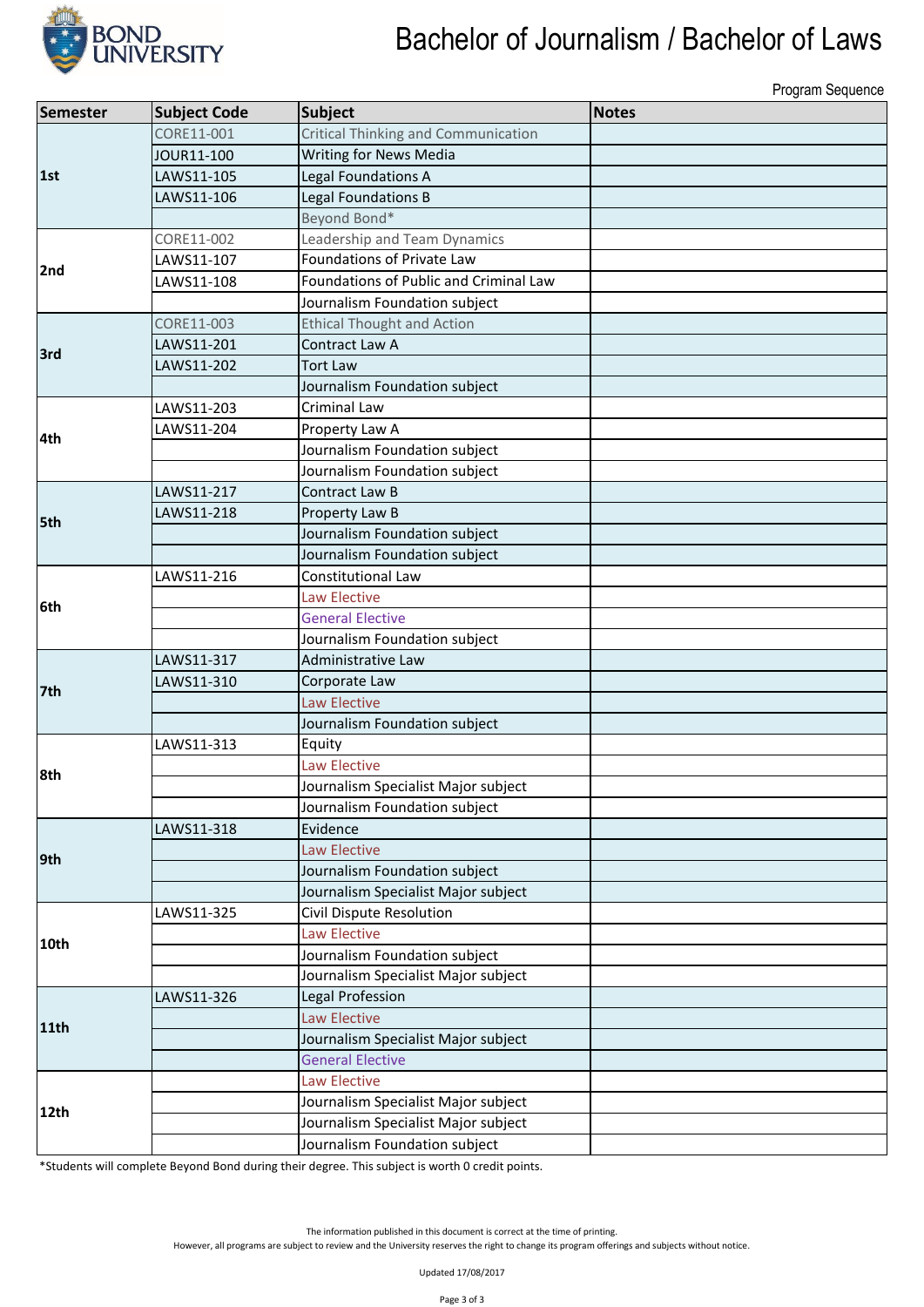# Bachelor of Journalism / Bachelor of Laws

Program Sequence

| Semester | Subject Code | Subject | Notes |
|---|---|---|---|
| 1st | CORE11-001 | Critical Thinking and Communication | |
| | JOUR11-100 | Writing for News Media | |
| | LAWS11-105 | Legal Foundations A | |
| | LAWS11-106 | Legal Foundations B | |
| | | Beyond Bond* | |
| 2nd | CORE11-002 | Leadership and Team Dynamics | |
| | LAWS11-107 | Foundations of Private Law | |
| | LAWS11-108 | Foundations of Public and Criminal Law | |
| | | Journalism Foundation subject | |
| 3rd | CORE11-003 | Ethical Thought and Action | |
| | LAWS11-201 | Contract Law A | |
| | LAWS11-202 | Tort Law | |
| | | Journalism Foundation subject | |
| 4th | LAWS11-203 | Criminal Law | |
| | LAWS11-204 | Property Law A | |
| | | Journalism Foundation subject | |
| | | Journalism Foundation subject | |
| 5th | LAWS11-217 | Contract Law B | |
| | LAWS11-218 | Property Law B | |
| | | Journalism Foundation subject | |
| | | Journalism Foundation subject | |
| 6th | LAWS11-216 | Constitutional Law | |
| | | Law Elective | |
| | | General Elective | |
| | | Journalism Foundation subject | |
| 7th | LAWS11-317 | Administrative Law | |
| | LAWS11-310 | Corporate Law | |
| | | Law Elective | |
| | | Journalism Foundation subject | |
| 8th | LAWS11-313 | Equity | |
| | | Law Elective | |
| | | Journalism Specialist Major subject | |
| | | Journalism Foundation subject | |
| 9th | LAWS11-318 | Evidence | |
| | | Law Elective | |
| | | Journalism Foundation subject | |
| | | Journalism Specialist Major subject | |
| 10th | LAWS11-325 | Civil Dispute Resolution | |
| | | Law Elective | |
| | | Journalism Foundation subject | |
| | | Journalism Specialist Major subject | |
| 11th | LAWS11-326 | Legal Profession | |
| | | Law Elective | |
| | | Journalism Specialist Major subject | |
| | | General Elective | |
| 12th | | Law Elective | |
| | | Journalism Specialist Major subject | |
| | | Journalism Specialist Major subject | |
| | | Journalism Foundation subject | |

*Students will complete Beyond Bond during their degree. This subject is worth 0 credit points.

The information published in this document is correct at the time of printing.
However, all programs are subject to review and the University reserves the right to change its program offerings and subjects without notice.

Updated 17/08/2017